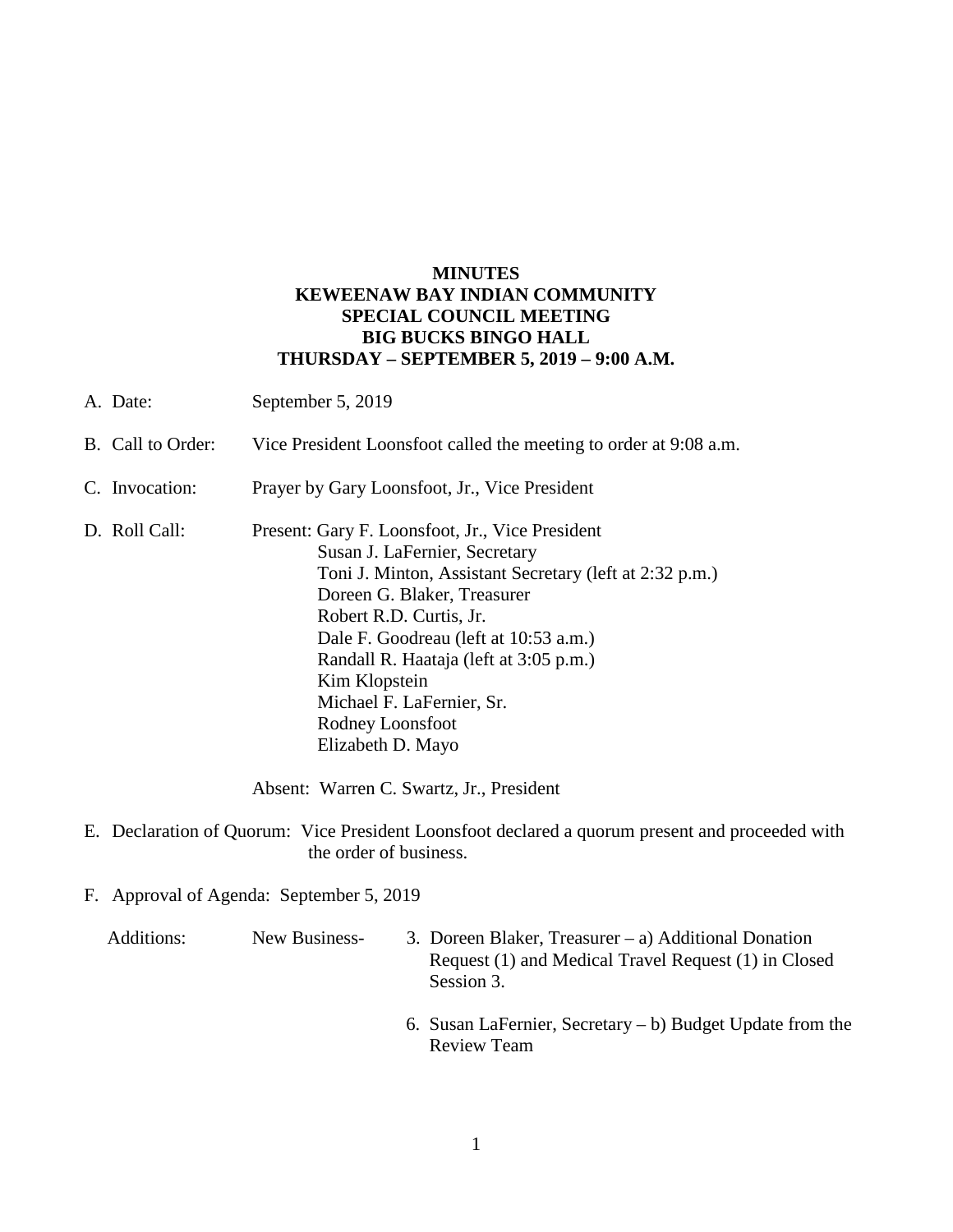**MINUTES**
**KEWEENAW BAY INDIAN COMMUNITY**
**SPECIAL COUNCIL MEETING**
**BIG BUCKS BINGO HALL**
**THURSDAY – SEPTEMBER 5, 2019 – 9:00 A.M.**

A. Date: September 5, 2019

B. Call to Order: Vice President Loonsfoot called the meeting to order at 9:08 a.m.

C. Invocation: Prayer by Gary Loonsfoot, Jr., Vice President

D. Roll Call: Present: Gary F. Loonsfoot, Jr., Vice President
   Susan J. LaFernier, Secretary
   Toni J. Minton, Assistant Secretary (left at 2:32 p.m.)
   Doreen G. Blaker, Treasurer
   Robert R.D. Curtis, Jr.
   Dale F. Goodreau (left at 10:53 a.m.)
   Randall R. Haataja (left at 3:05 p.m.)
   Kim Klopstein
   Michael F. LaFernier, Sr.
   Rodney Loonsfoot
   Elizabeth D. Mayo

   Absent: Warren C. Swartz, Jr., President

E. Declaration of Quorum: Vice President Loonsfoot declared a quorum present and proceeded with the order of business.

F. Approval of Agenda: September 5, 2019

Additions: New Business-

3. Doreen Blaker, Treasurer – a) Additional Donation Request (1) and Medical Travel Request (1) in Closed Session 3.

6. Susan LaFernier, Secretary – b) Budget Update from the Review Team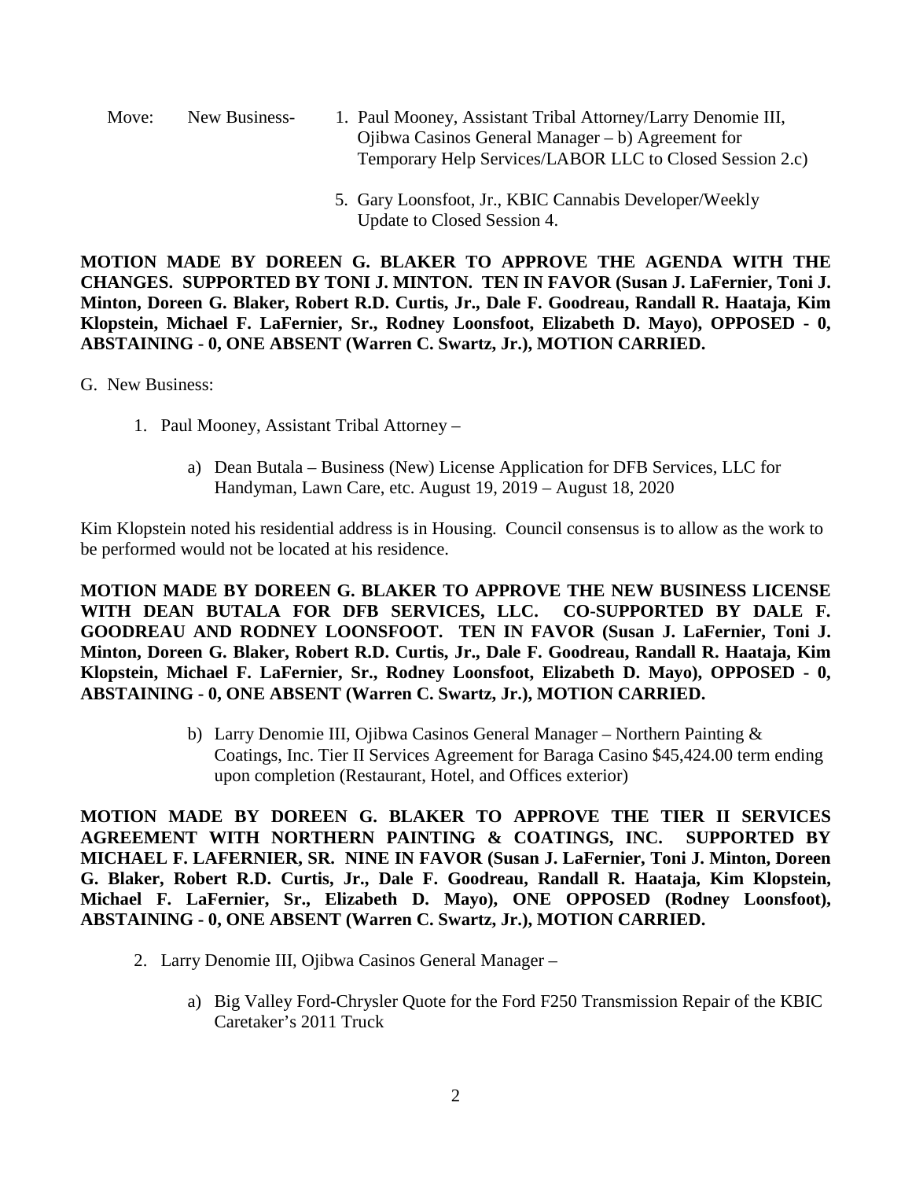Move: New Business-

1. Paul Mooney, Assistant Tribal Attorney/Larry Denomie III, Ojibwa Casinos General Manager – b) Agreement for Temporary Help Services/LABOR LLC to Closed Session 2.c)

5. Gary Loonsfoot, Jr., KBIC Cannabis Developer/Weekly Update to Closed Session 4.

**MOTION MADE BY DOREEN G. BLAKER TO APPROVE THE AGENDA WITH THE CHANGES. SUPPORTED BY TONI J. MINTON. TEN IN FAVOR (Susan J. LaFernier, Toni J. Minton, Doreen G. Blaker, Robert R.D. Curtis, Jr., Dale F. Goodreau, Randall R. Haataja, Kim Klopstein, Michael F. LaFernier, Sr., Rodney Loonsfoot, Elizabeth D. Mayo), OPPOSED - 0, ABSTAINING - 0, ONE ABSENT (Warren C. Swartz, Jr.), MOTION CARRIED.**

G. New Business:

1. Paul Mooney, Assistant Tribal Attorney –

   a) Dean Butala – Business (New) License Application for DFB Services, LLC for Handyman, Lawn Care, etc. August 19, 2019 – August 18, 2020

Kim Klopstein noted his residential address is in Housing. Council consensus is to allow as the work to be performed would not be located at his residence.

**MOTION MADE BY DOREEN G. BLAKER TO APPROVE THE NEW BUSINESS LICENSE WITH DEAN BUTALA FOR DFB SERVICES, LLC. CO-SUPPORTED BY DALE F. GOODREAU AND RODNEY LOONSFOOT. TEN IN FAVOR (Susan J. LaFernier, Toni J. Minton, Doreen G. Blaker, Robert R.D. Curtis, Jr., Dale F. Goodreau, Randall R. Haataja, Kim Klopstein, Michael F. LaFernier, Sr., Rodney Loonsfoot, Elizabeth D. Mayo), OPPOSED - 0, ABSTAINING - 0, ONE ABSENT (Warren C. Swartz, Jr.), MOTION CARRIED.**

   b) Larry Denomie III, Ojibwa Casinos General Manager – Northern Painting & Coatings, Inc. Tier II Services Agreement for Baraga Casino $45,424.00 term ending upon completion (Restaurant, Hotel, and Offices exterior)

**MOTION MADE BY DOREEN G. BLAKER TO APPROVE THE TIER II SERVICES AGREEMENT WITH NORTHERN PAINTING & COATINGS, INC. SUPPORTED BY MICHAEL F. LAFERNIER, SR. NINE IN FAVOR (Susan J. LaFernier, Toni J. Minton, Doreen G. Blaker, Robert R.D. Curtis, Jr., Dale F. Goodreau, Randall R. Haataja, Kim Klopstein, Michael F. LaFernier, Sr., Elizabeth D. Mayo), ONE OPPOSED (Rodney Loonsfoot), ABSTAINING - 0, ONE ABSENT (Warren C. Swartz, Jr.), MOTION CARRIED.**

2. Larry Denomie III, Ojibwa Casinos General Manager –

   a) Big Valley Ford-Chrysler Quote for the Ford F250 Transmission Repair of the KBIC Caretaker's 2011 Truck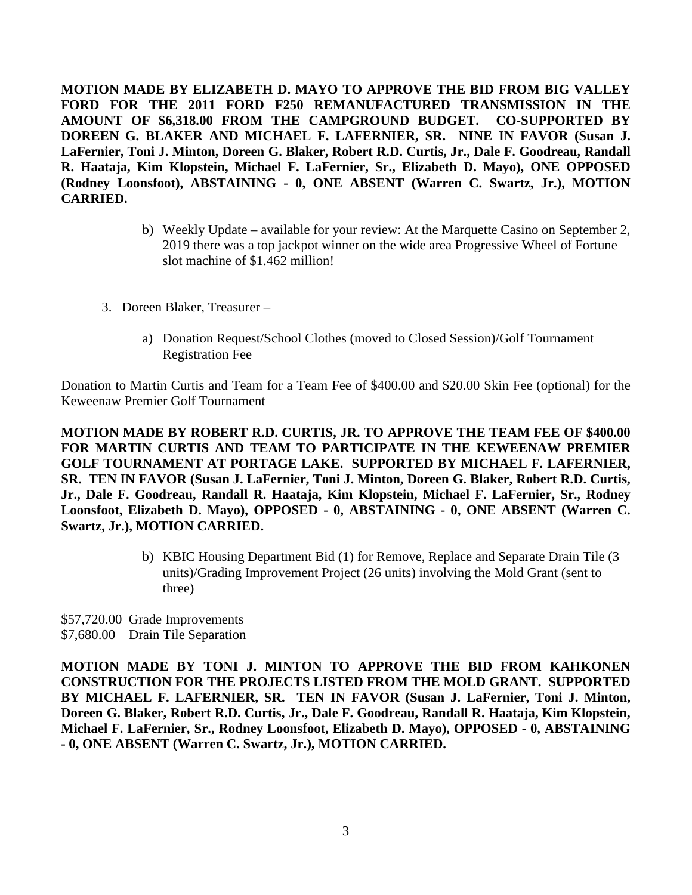**MOTION MADE BY ELIZABETH D. MAYO TO APPROVE THE BID FROM BIG VALLEY FORD FOR THE 2011 FORD F250 REMANUFACTURED TRANSMISSION IN THE AMOUNT OF $6,318.00 FROM THE CAMPGROUND BUDGET. CO-SUPPORTED BY DOREEN G. BLAKER AND MICHAEL F. LAFERNIER, SR. NINE IN FAVOR (Susan J. LaFernier, Toni J. Minton, Doreen G. Blaker, Robert R.D. Curtis, Jr., Dale F. Goodreau, Randall R. Haataja, Kim Klopstein, Michael F. LaFernier, Sr., Elizabeth D. Mayo), ONE OPPOSED (Rodney Loonsfoot), ABSTAINING - 0, ONE ABSENT (Warren C. Swartz, Jr.), MOTION CARRIED.**

b) Weekly Update – available for your review: At the Marquette Casino on September 2, 2019 there was a top jackpot winner on the wide area Progressive Wheel of Fortune slot machine of $1.462 million!

3. Doreen Blaker, Treasurer –

   a) Donation Request/School Clothes (moved to Closed Session)/Golf Tournament Registration Fee

Donation to Martin Curtis and Team for a Team Fee of $400.00 and $20.00 Skin Fee (optional) for the Keweenaw Premier Golf Tournament

**MOTION MADE BY ROBERT R.D. CURTIS, JR. TO APPROVE THE TEAM FEE OF $400.00 FOR MARTIN CURTIS AND TEAM TO PARTICIPATE IN THE KEWEENAW PREMIER GOLF TOURNAMENT AT PORTAGE LAKE. SUPPORTED BY MICHAEL F. LAFERNIER, SR. TEN IN FAVOR (Susan J. LaFernier, Toni J. Minton, Doreen G. Blaker, Robert R.D. Curtis, Jr., Dale F. Goodreau, Randall R. Haataja, Kim Klopstein, Michael F. LaFernier, Sr., Rodney Loonsfoot, Elizabeth D. Mayo), OPPOSED - 0, ABSTAINING - 0, ONE ABSENT (Warren C. Swartz, Jr.), MOTION CARRIED.**

   b) KBIC Housing Department Bid (1) for Remove, Replace and Separate Drain Tile (3 units)/Grading Improvement Project (26 units) involving the Mold Grant (sent to three)

$57,720.00 Grade Improvements
$7,680.00 Drain Tile Separation

**MOTION MADE BY TONI J. MINTON TO APPROVE THE BID FROM KAHKONEN CONSTRUCTION FOR THE PROJECTS LISTED FROM THE MOLD GRANT. SUPPORTED BY MICHAEL F. LAFERNIER, SR. TEN IN FAVOR (Susan J. LaFernier, Toni J. Minton, Doreen G. Blaker, Robert R.D. Curtis, Jr., Dale F. Goodreau, Randall R. Haataja, Kim Klopstein, Michael F. LaFernier, Sr., Rodney Loonsfoot, Elizabeth D. Mayo), OPPOSED - 0, ABSTAINING - 0, ONE ABSENT (Warren C. Swartz, Jr.), MOTION CARRIED.**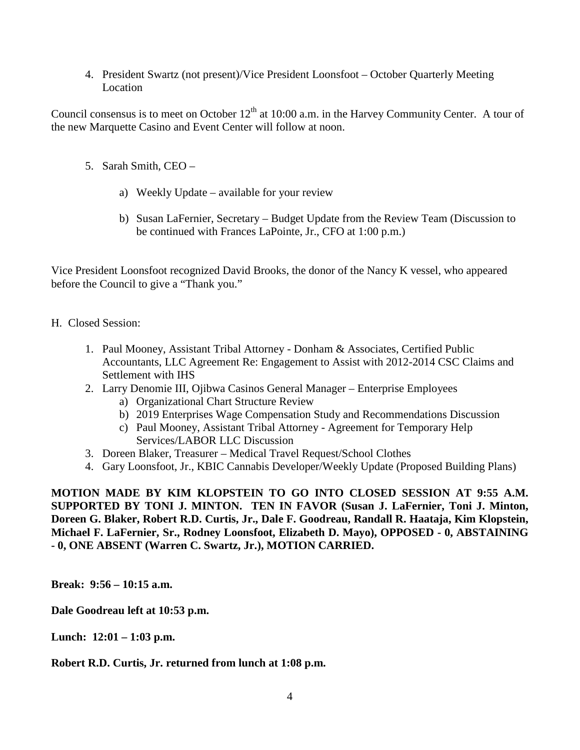4. President Swartz (not present)/Vice President Loonsfoot – October Quarterly Meeting Location

Council consensus is to meet on October 12th at 10:00 a.m. in the Harvey Community Center. A tour of the new Marquette Casino and Event Center will follow at noon.

5. Sarah Smith, CEO –

   a) Weekly Update – available for your review

   b) Susan LaFernier, Secretary – Budget Update from the Review Team (Discussion to be continued with Frances LaPointe, Jr., CFO at 1:00 p.m.)

Vice President Loonsfoot recognized David Brooks, the donor of the Nancy K vessel, who appeared before the Council to give a "Thank you."

H. Closed Session:

1. Paul Mooney, Assistant Tribal Attorney - Donham & Associates, Certified Public Accountants, LLC Agreement Re: Engagement to Assist with 2012-2014 CSC Claims and Settlement with IHS
2. Larry Denomie III, Ojibwa Casinos General Manager – Enterprise Employees
   a) Organizational Chart Structure Review
   b) 2019 Enterprises Wage Compensation Study and Recommendations Discussion
   c) Paul Mooney, Assistant Tribal Attorney - Agreement for Temporary Help Services/LABOR LLC Discussion
3. Doreen Blaker, Treasurer – Medical Travel Request/School Clothes
4. Gary Loonsfoot, Jr., KBIC Cannabis Developer/Weekly Update (Proposed Building Plans)

**MOTION MADE BY KIM KLOPSTEIN TO GO INTO CLOSED SESSION AT 9:55 A.M. SUPPORTED BY TONI J. MINTON. TEN IN FAVOR (Susan J. LaFernier, Toni J. Minton, Doreen G. Blaker, Robert R.D. Curtis, Jr., Dale F. Goodreau, Randall R. Haataja, Kim Klopstein, Michael F. LaFernier, Sr., Rodney Loonsfoot, Elizabeth D. Mayo), OPPOSED - 0, ABSTAINING - 0, ONE ABSENT (Warren C. Swartz, Jr.), MOTION CARRIED.**

**Break: 9:56 – 10:15 a.m.**

**Dale Goodreau left at 10:53 p.m.**

**Lunch: 12:01 – 1:03 p.m.**

**Robert R.D. Curtis, Jr. returned from lunch at 1:08 p.m.**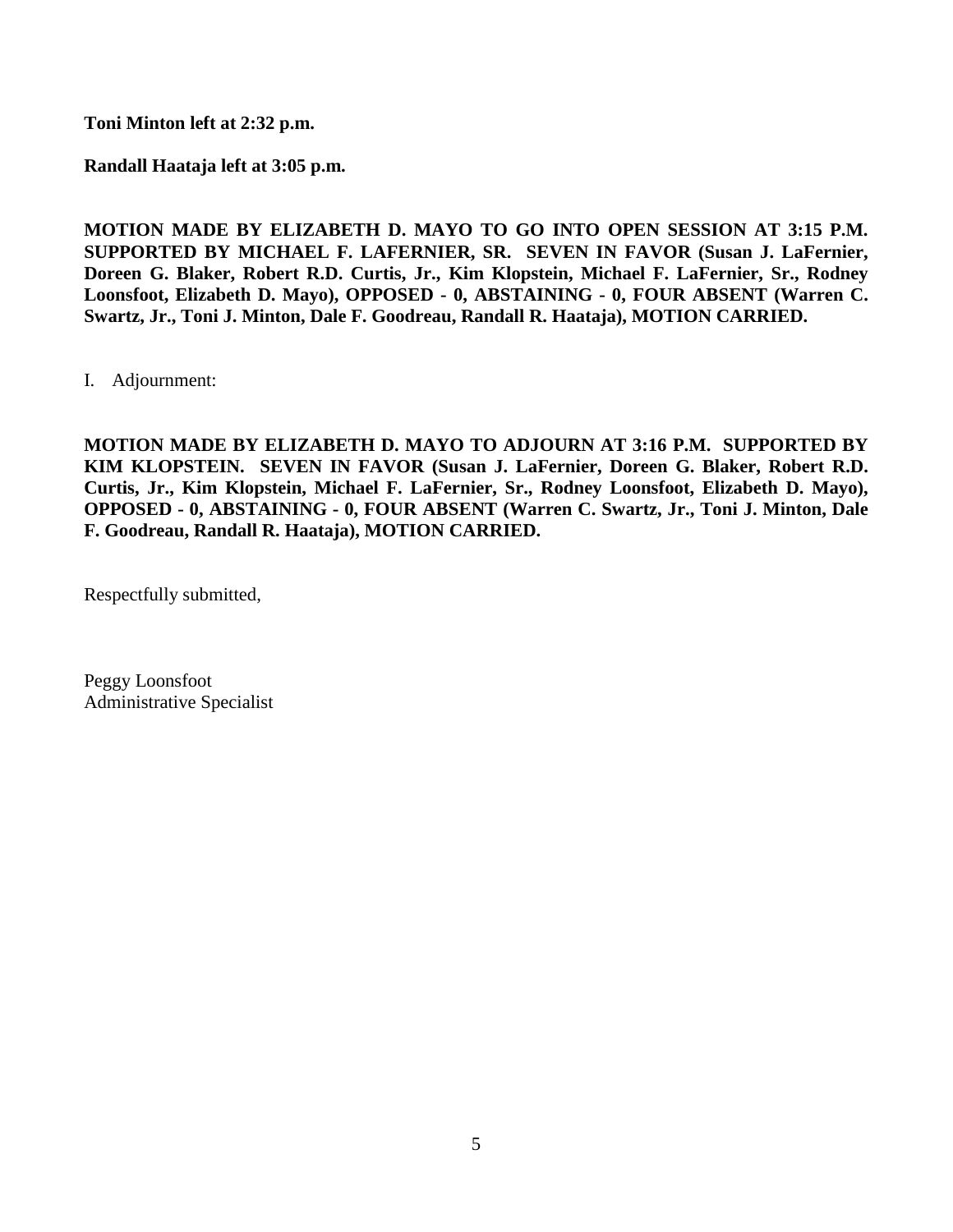**Toni Minton left at 2:32 p.m.**

**Randall Haataja left at 3:05 p.m.**

**MOTION MADE BY ELIZABETH D. MAYO TO GO INTO OPEN SESSION AT 3:15 P.M. SUPPORTED BY MICHAEL F. LAFERNIER, SR. SEVEN IN FAVOR (Susan J. LaFernier, Doreen G. Blaker, Robert R.D. Curtis, Jr., Kim Klopstein, Michael F. LaFernier, Sr., Rodney Loonsfoot, Elizabeth D. Mayo), OPPOSED - 0, ABSTAINING - 0, FOUR ABSENT (Warren C. Swartz, Jr., Toni J. Minton, Dale F. Goodreau, Randall R. Haataja), MOTION CARRIED.**

I. Adjournment:

**MOTION MADE BY ELIZABETH D. MAYO TO ADJOURN AT 3:16 P.M. SUPPORTED BY KIM KLOPSTEIN. SEVEN IN FAVOR (Susan J. LaFernier, Doreen G. Blaker, Robert R.D. Curtis, Jr., Kim Klopstein, Michael F. LaFernier, Sr., Rodney Loonsfoot, Elizabeth D. Mayo), OPPOSED - 0, ABSTAINING - 0, FOUR ABSENT (Warren C. Swartz, Jr., Toni J. Minton, Dale F. Goodreau, Randall R. Haataja), MOTION CARRIED.**

Respectfully submitted,

Peggy Loonsfoot
Administrative Specialist